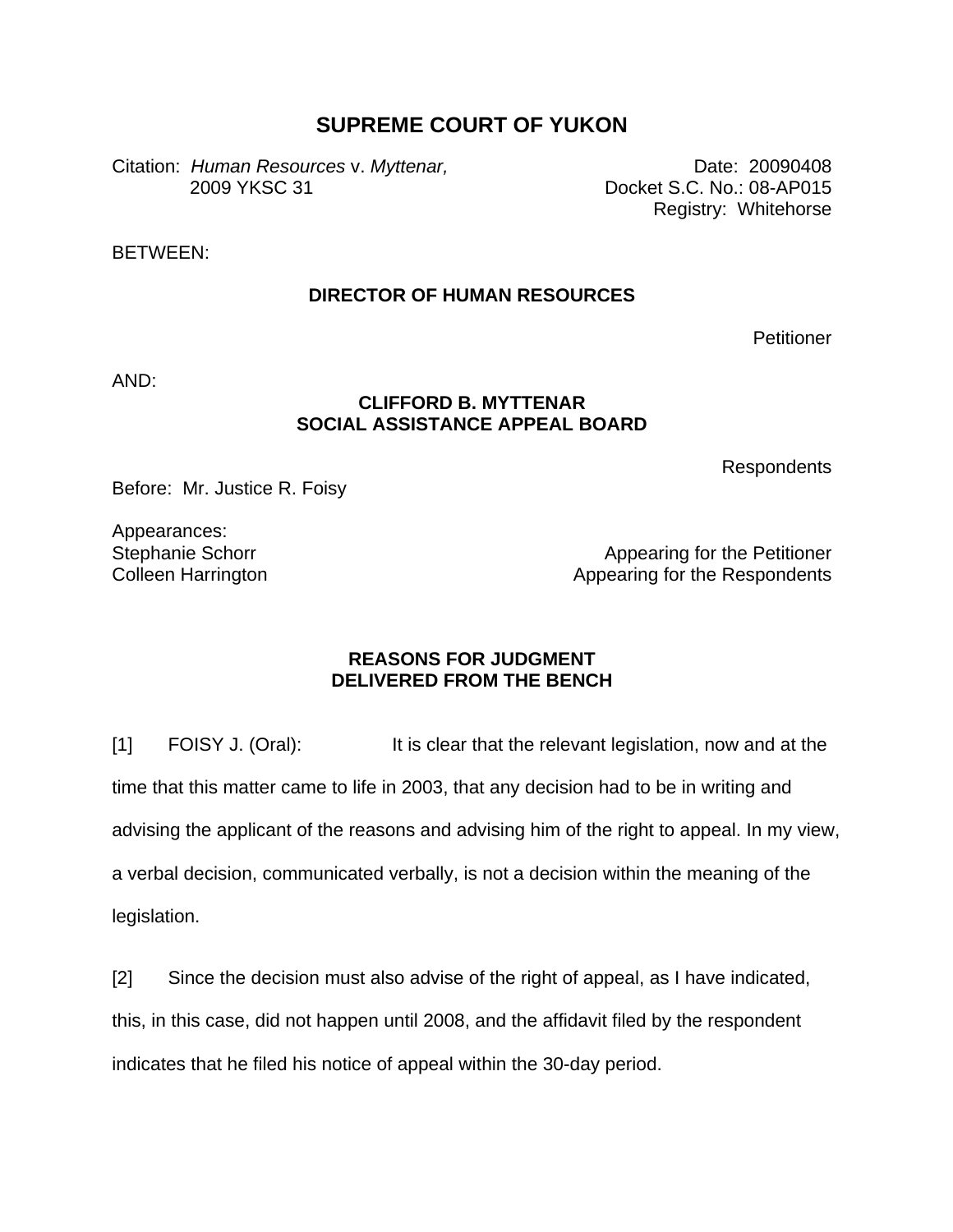# SUPREME COURT OF YUKON

Citation: *Human Resources* v. *Myttenar,* 2009 YKSC 31

Date: 20090408
Docket S.C. No.: 08-AP015
Registry: Whitehorse

BETWEEN:

**DIRECTOR OF HUMAN RESOURCES**

Petitioner

AND:

**CLIFFORD B. MYTTENAR**
**SOCIAL ASSISTANCE APPEAL BOARD**

Respondents

Before: Mr. Justice R. Foisy

Appearances:
Stephanie Schorr — Appearing for the Petitioner
Colleen Harrington — Appearing for the Respondents

**REASONS FOR JUDGMENT**
**DELIVERED FROM THE BENCH**

[1] FOISY J. (Oral): It is clear that the relevant legislation, now and at the time that this matter came to life in 2003, that any decision had to be in writing and advising the applicant of the reasons and advising him of the right to appeal. In my view, a verbal decision, communicated verbally, is not a decision within the meaning of the legislation.

[2] Since the decision must also advise of the right of appeal, as I have indicated, this, in this case, did not happen until 2008, and the affidavit filed by the respondent indicates that he filed his notice of appeal within the 30-day period.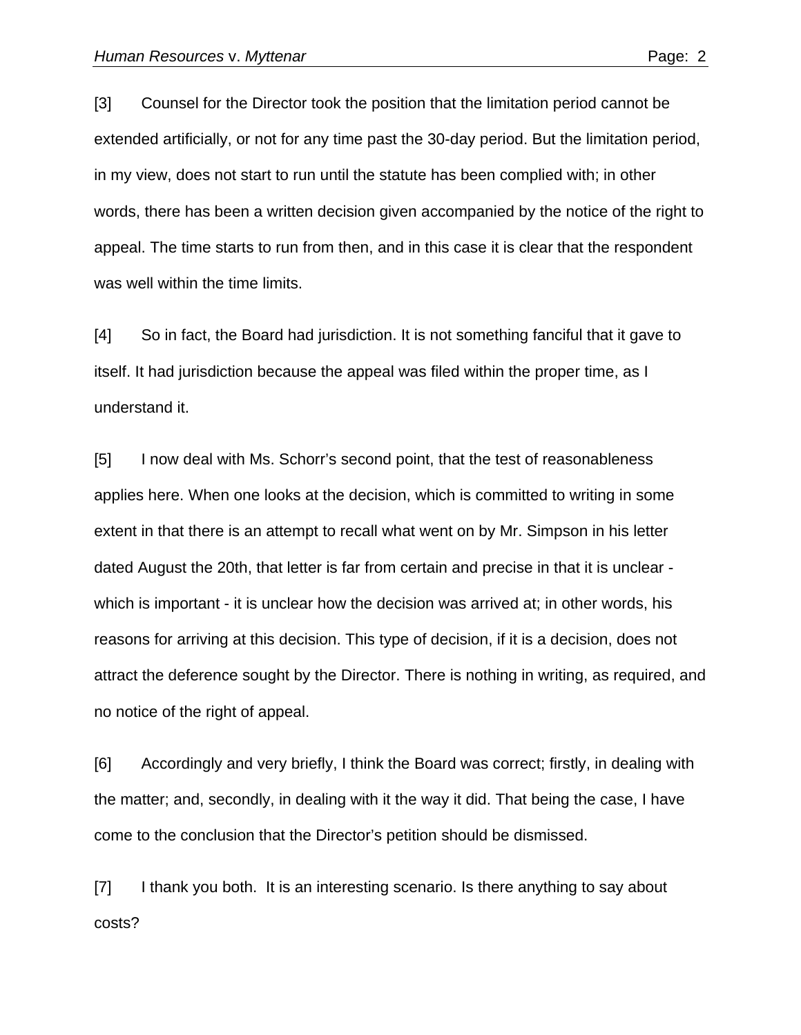[3] Counsel for the Director took the position that the limitation period cannot be extended artificially, or not for any time past the 30-day period. But the limitation period, in my view, does not start to run until the statute has been complied with; in other words, there has been a written decision given accompanied by the notice of the right to appeal. The time starts to run from then, and in this case it is clear that the respondent was well within the time limits.

[4] So in fact, the Board had jurisdiction. It is not something fanciful that it gave to itself. It had jurisdiction because the appeal was filed within the proper time, as I understand it.

[5] I now deal with Ms. Schorr's second point, that the test of reasonableness applies here. When one looks at the decision, which is committed to writing in some extent in that there is an attempt to recall what went on by Mr. Simpson in his letter dated August the 20th, that letter is far from certain and precise in that it is unclear - which is important - it is unclear how the decision was arrived at; in other words, his reasons for arriving at this decision. This type of decision, if it is a decision, does not attract the deference sought by the Director. There is nothing in writing, as required, and no notice of the right of appeal.

[6] Accordingly and very briefly, I think the Board was correct; firstly, in dealing with the matter; and, secondly, in dealing with it the way it did. That being the case, I have come to the conclusion that the Director's petition should be dismissed.

[7] I thank you both. It is an interesting scenario. Is there anything to say about costs?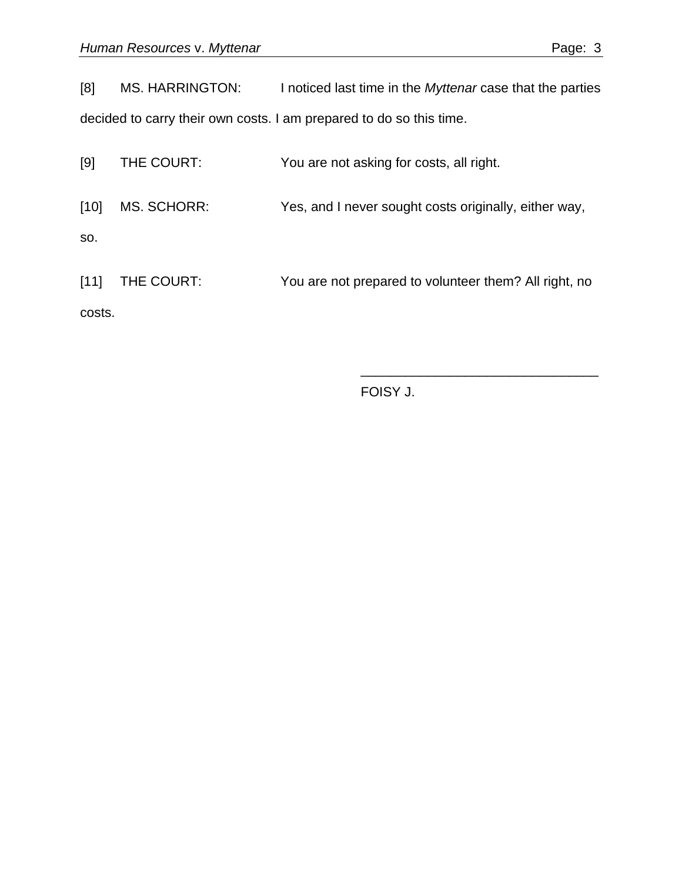[8] MS. HARRINGTON: I noticed last time in the *Myttenar* case that the parties decided to carry their own costs. I am prepared to do so this time.

[9] THE COURT: You are not asking for costs, all right.

[10] MS. SCHORR: Yes, and I never sought costs originally, either way, so.

[11] THE COURT: You are not prepared to volunteer them? All right, no costs.

_______________________________

FOISY J.